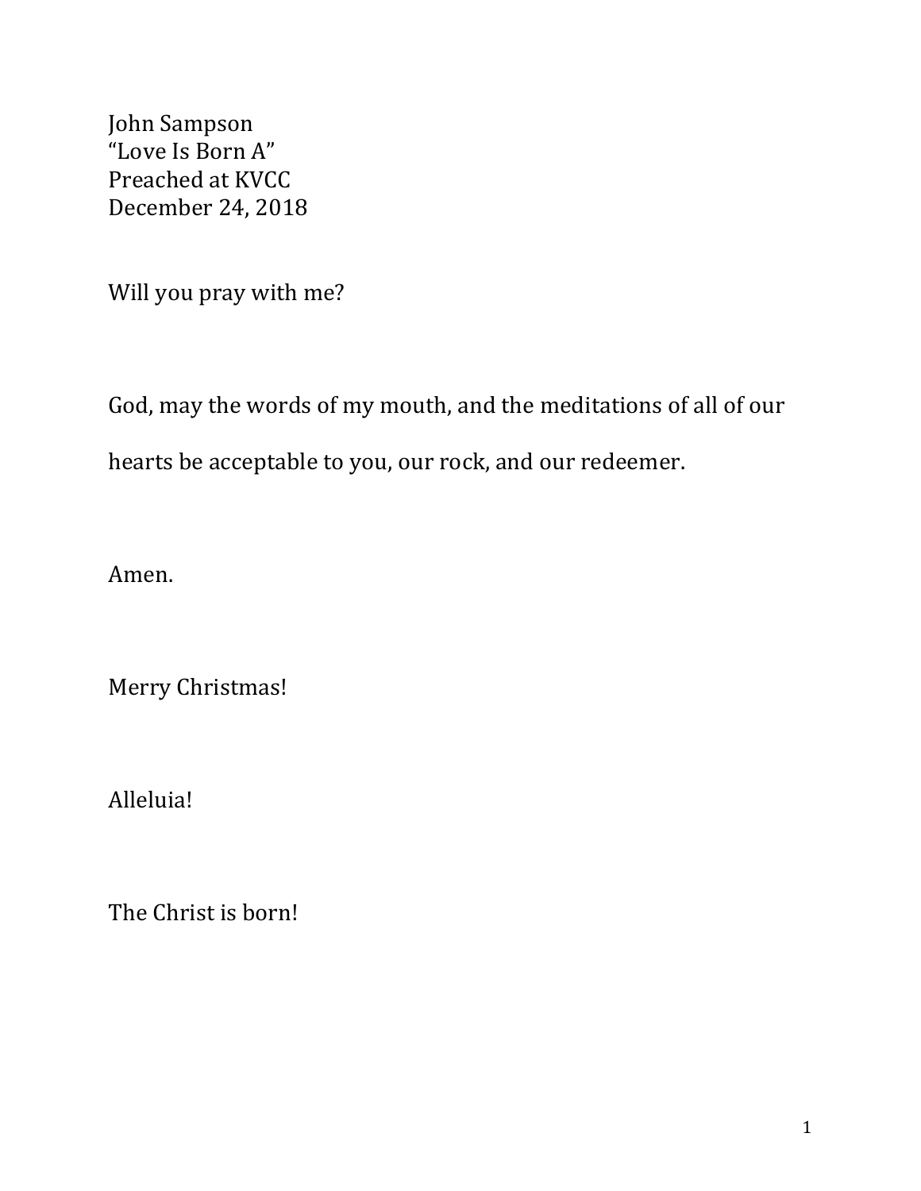John Sampson
"Love Is Born A"
Preached at KVCC
December 24, 2018

Will you pray with me?

God, may the words of my mouth, and the meditations of all of our hearts be acceptable to you, our rock, and our redeemer.

Amen.

Merry Christmas!

Alleluia!

The Christ is born!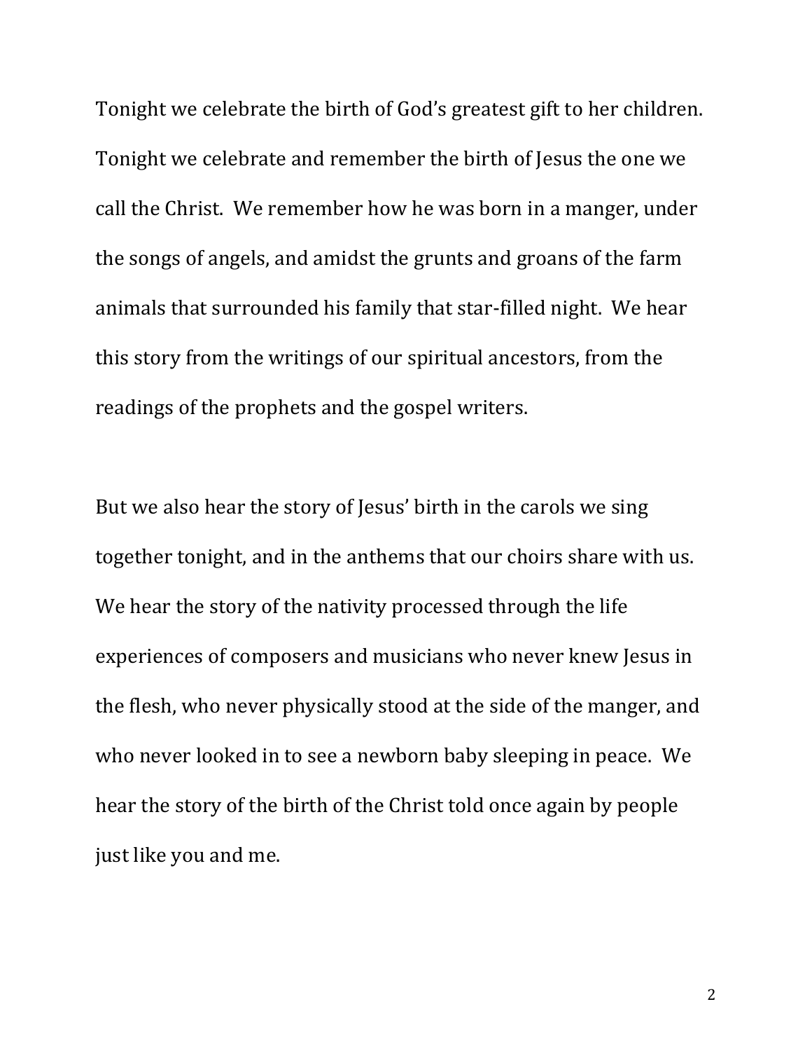Tonight we celebrate the birth of God's greatest gift to her children. Tonight we celebrate and remember the birth of Jesus the one we call the Christ. We remember how he was born in a manger, under the songs of angels, and amidst the grunts and groans of the farm animals that surrounded his family that star-filled night. We hear this story from the writings of our spiritual ancestors, from the readings of the prophets and the gospel writers.

But we also hear the story of Jesus' birth in the carols we sing together tonight, and in the anthems that our choirs share with us. We hear the story of the nativity processed through the life experiences of composers and musicians who never knew Jesus in the flesh, who never physically stood at the side of the manger, and who never looked in to see a newborn baby sleeping in peace. We hear the story of the birth of the Christ told once again by people just like you and me.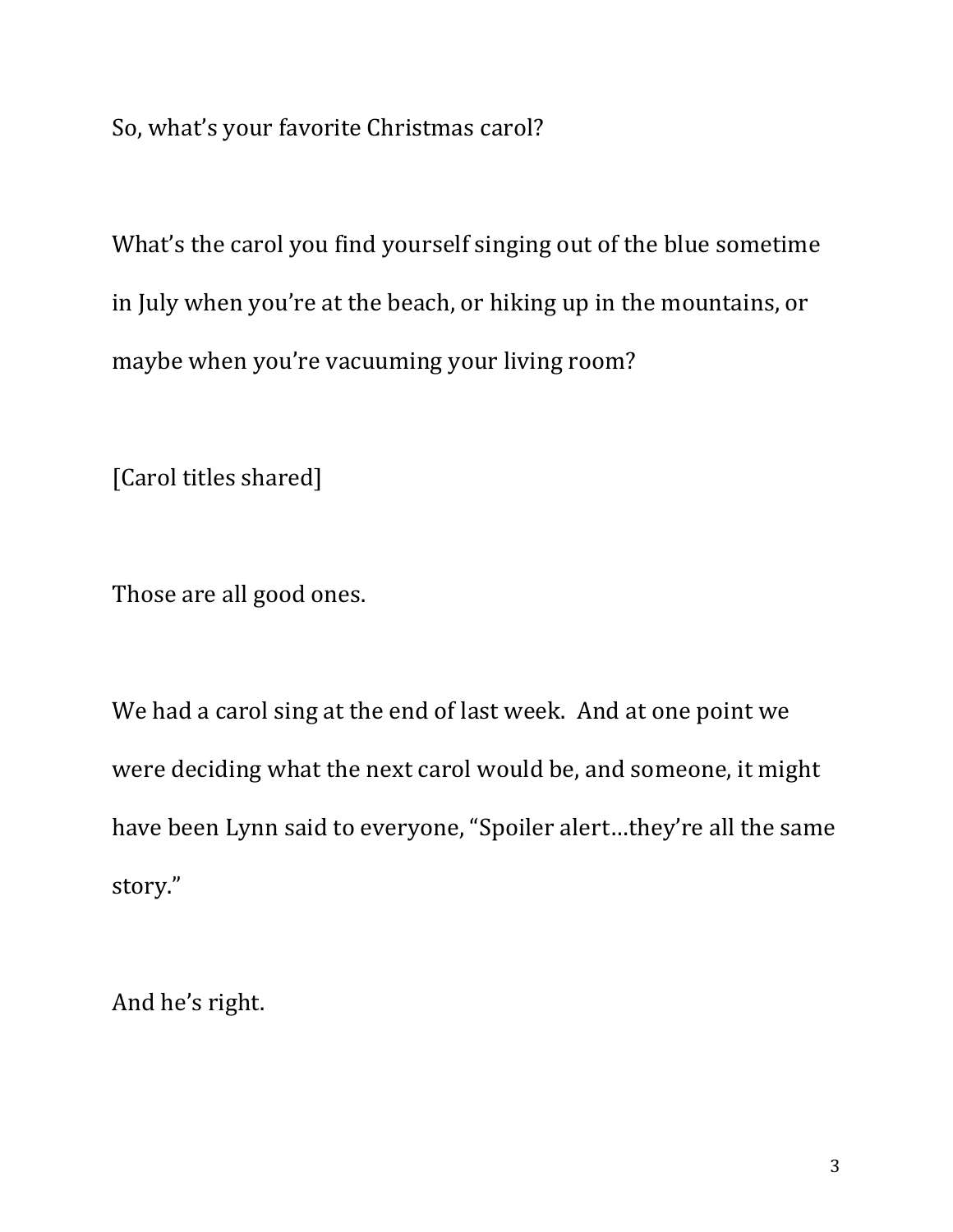So, what's your favorite Christmas carol?

What's the carol you find yourself singing out of the blue sometime in July when you're at the beach, or hiking up in the mountains, or maybe when you're vacuuming your living room?

[Carol titles shared]

Those are all good ones.

We had a carol sing at the end of last week. And at one point we were deciding what the next carol would be, and someone, it might have been Lynn said to everyone, "Spoiler alert…they're all the same story."

And he's right.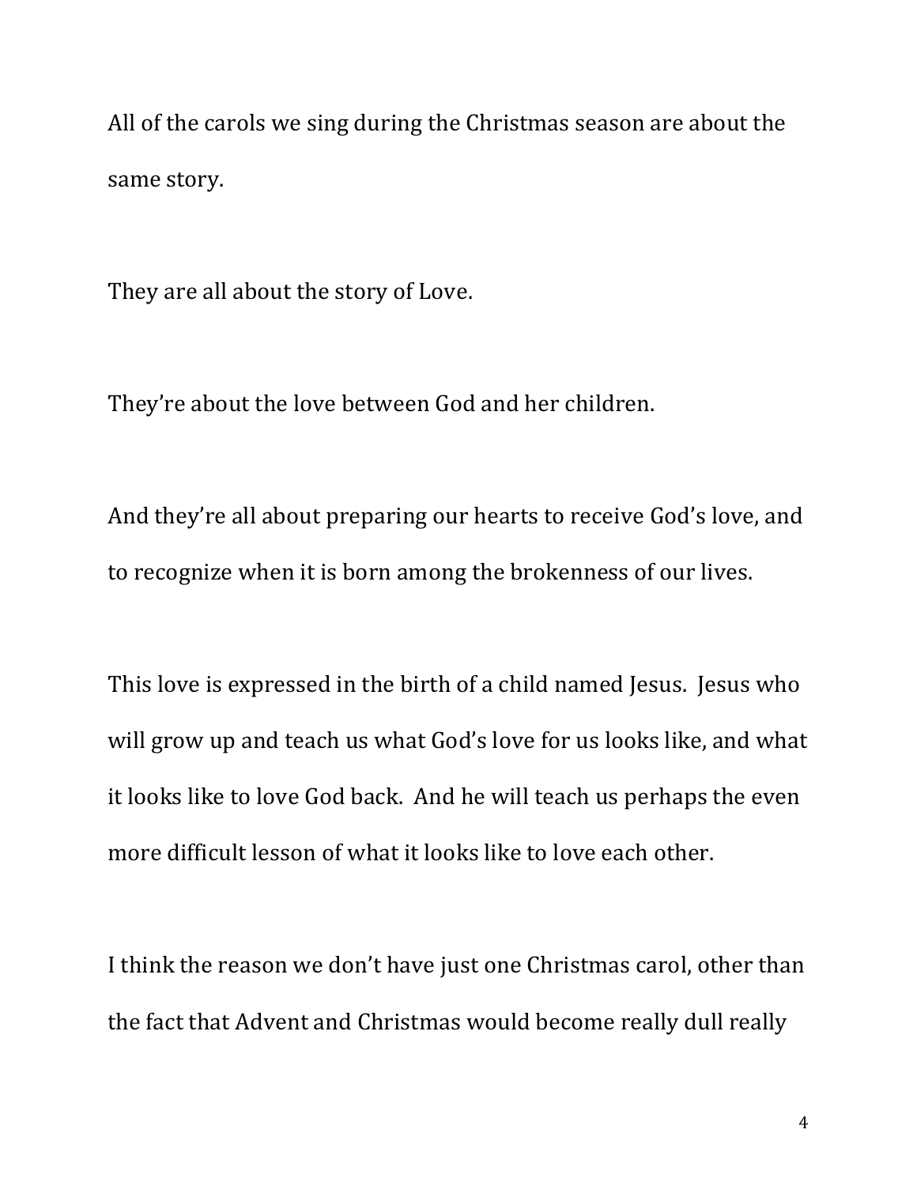All of the carols we sing during the Christmas season are about the same story.

They are all about the story of Love.

They're about the love between God and her children.

And they're all about preparing our hearts to receive God's love, and to recognize when it is born among the brokenness of our lives.

This love is expressed in the birth of a child named Jesus. Jesus who will grow up and teach us what God's love for us looks like, and what it looks like to love God back. And he will teach us perhaps the even more difficult lesson of what it looks like to love each other.

I think the reason we don't have just one Christmas carol, other than the fact that Advent and Christmas would become really dull really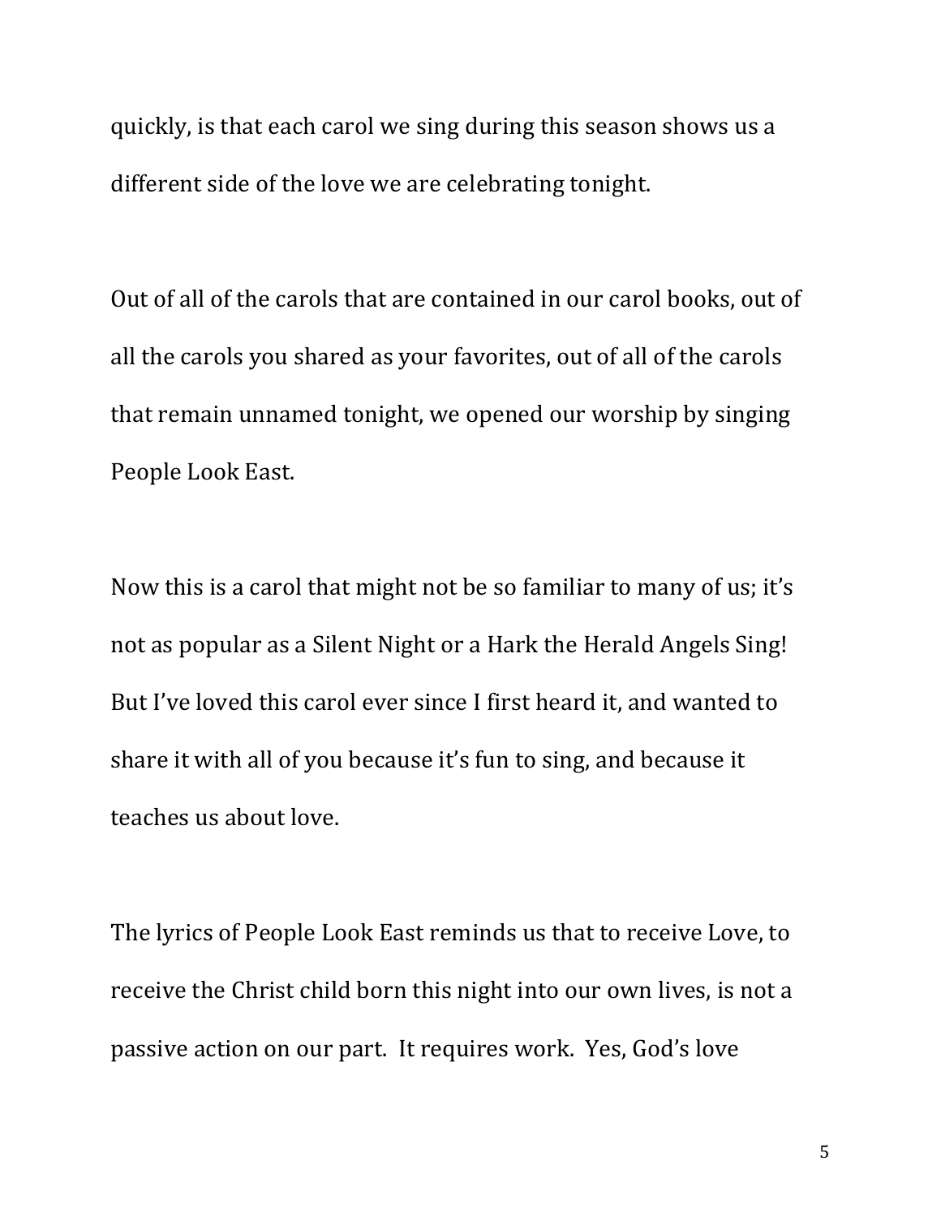quickly, is that each carol we sing during this season shows us a different side of the love we are celebrating tonight.

Out of all of the carols that are contained in our carol books, out of all the carols you shared as your favorites, out of all of the carols that remain unnamed tonight, we opened our worship by singing People Look East.

Now this is a carol that might not be so familiar to many of us; it's not as popular as a Silent Night or a Hark the Herald Angels Sing! But I've loved this carol ever since I first heard it, and wanted to share it with all of you because it's fun to sing, and because it teaches us about love.

The lyrics of People Look East reminds us that to receive Love, to receive the Christ child born this night into our own lives, is not a passive action on our part. It requires work. Yes, God's love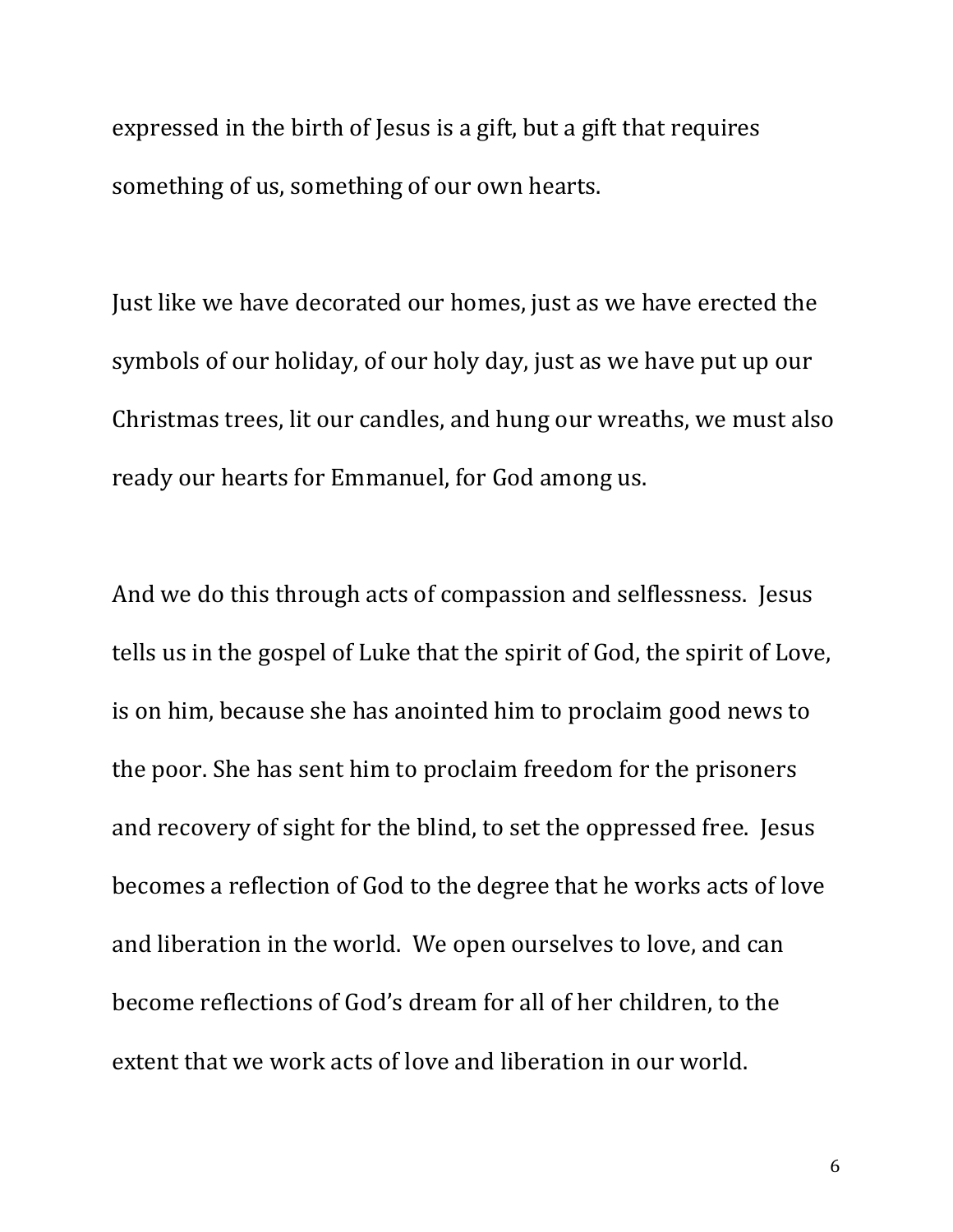expressed in the birth of Jesus is a gift, but a gift that requires something of us, something of our own hearts.

Just like we have decorated our homes, just as we have erected the symbols of our holiday, of our holy day, just as we have put up our Christmas trees, lit our candles, and hung our wreaths, we must also ready our hearts for Emmanuel, for God among us.

And we do this through acts of compassion and selflessness. Jesus tells us in the gospel of Luke that the spirit of God, the spirit of Love, is on him, because she has anointed him to proclaim good news to the poor. She has sent him to proclaim freedom for the prisoners and recovery of sight for the blind, to set the oppressed free. Jesus becomes a reflection of God to the degree that he works acts of love and liberation in the world. We open ourselves to love, and can become reflections of God's dream for all of her children, to the extent that we work acts of love and liberation in our world.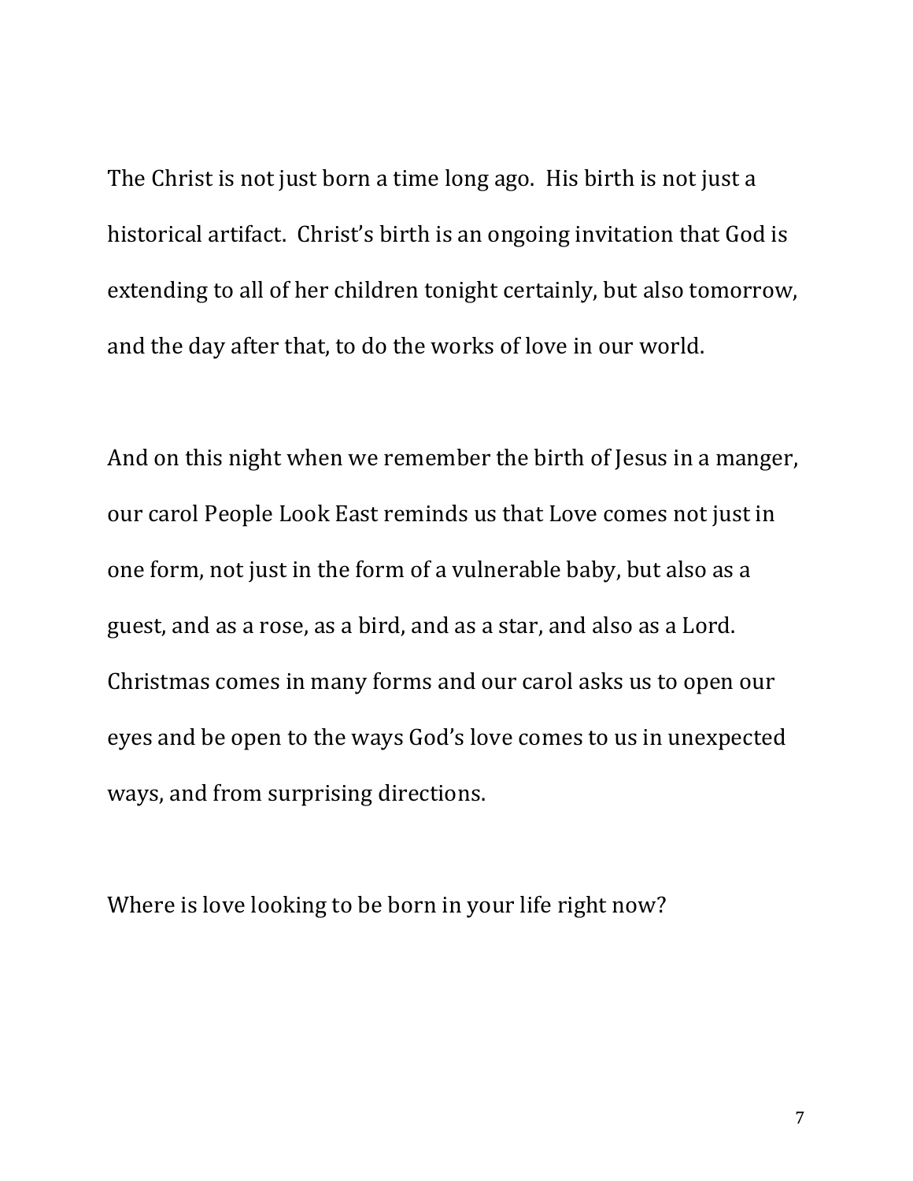The Christ is not just born a time long ago. His birth is not just a historical artifact. Christ's birth is an ongoing invitation that God is extending to all of her children tonight certainly, but also tomorrow, and the day after that, to do the works of love in our world.

And on this night when we remember the birth of Jesus in a manger, our carol People Look East reminds us that Love comes not just in one form, not just in the form of a vulnerable baby, but also as a guest, and as a rose, as a bird, and as a star, and also as a Lord. Christmas comes in many forms and our carol asks us to open our eyes and be open to the ways God's love comes to us in unexpected ways, and from surprising directions.

Where is love looking to be born in your life right now?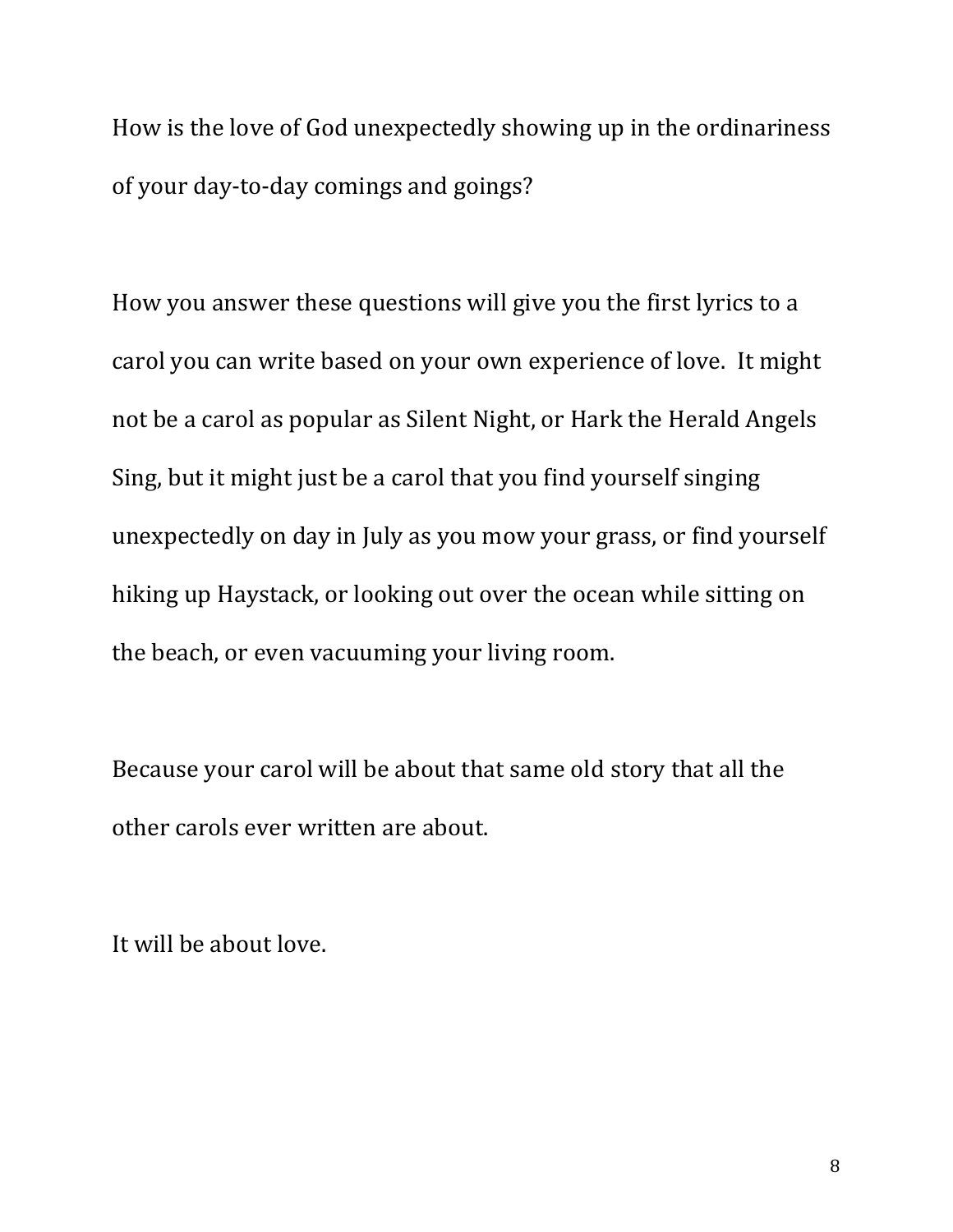How is the love of God unexpectedly showing up in the ordinariness of your day-to-day comings and goings?

How you answer these questions will give you the first lyrics to a carol you can write based on your own experience of love. It might not be a carol as popular as Silent Night, or Hark the Herald Angels Sing, but it might just be a carol that you find yourself singing unexpectedly on day in July as you mow your grass, or find yourself hiking up Haystack, or looking out over the ocean while sitting on the beach, or even vacuuming your living room.

Because your carol will be about that same old story that all the other carols ever written are about.

It will be about love.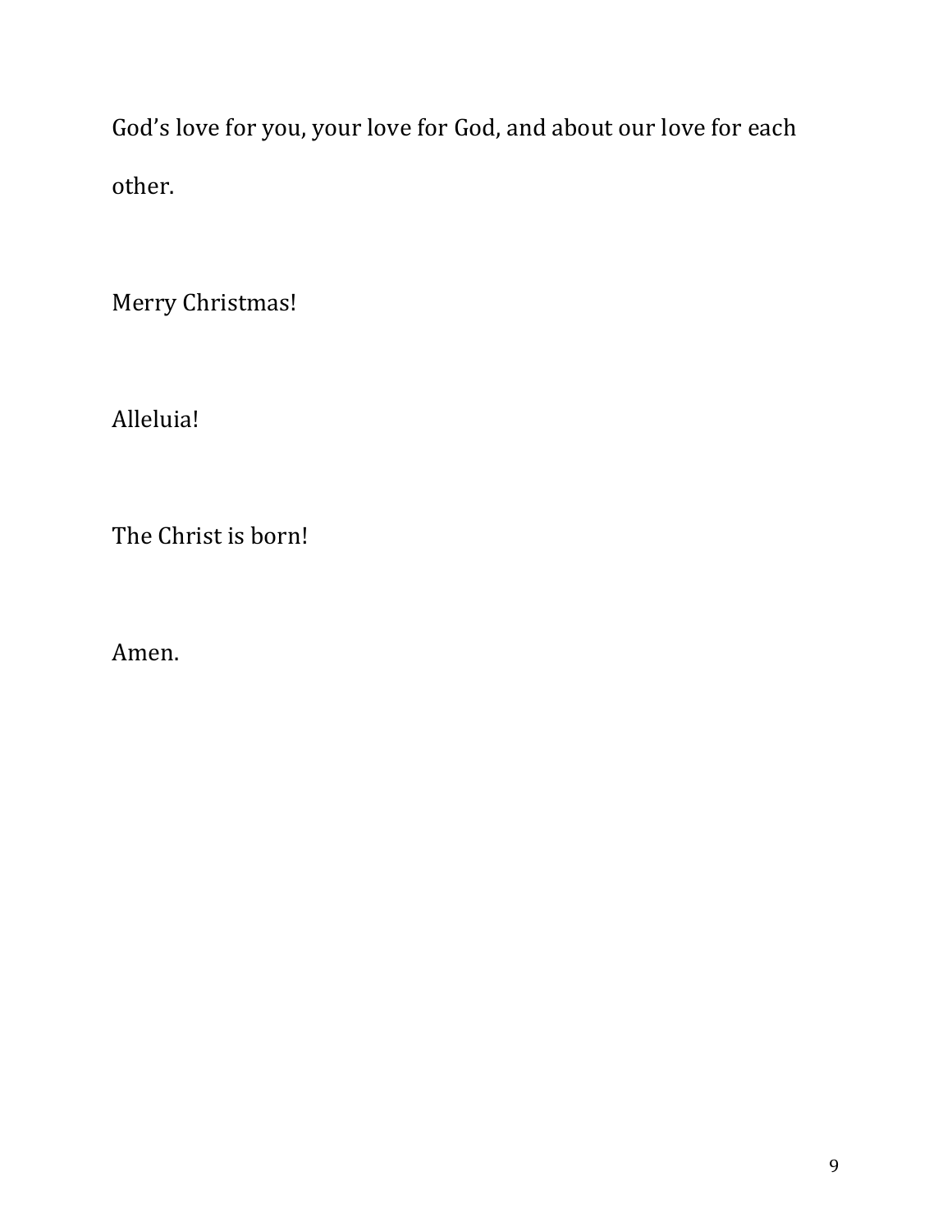God’s love for you, your love for God, and about our love for each other.

Merry Christmas!

Alleluia!

The Christ is born!

Amen.